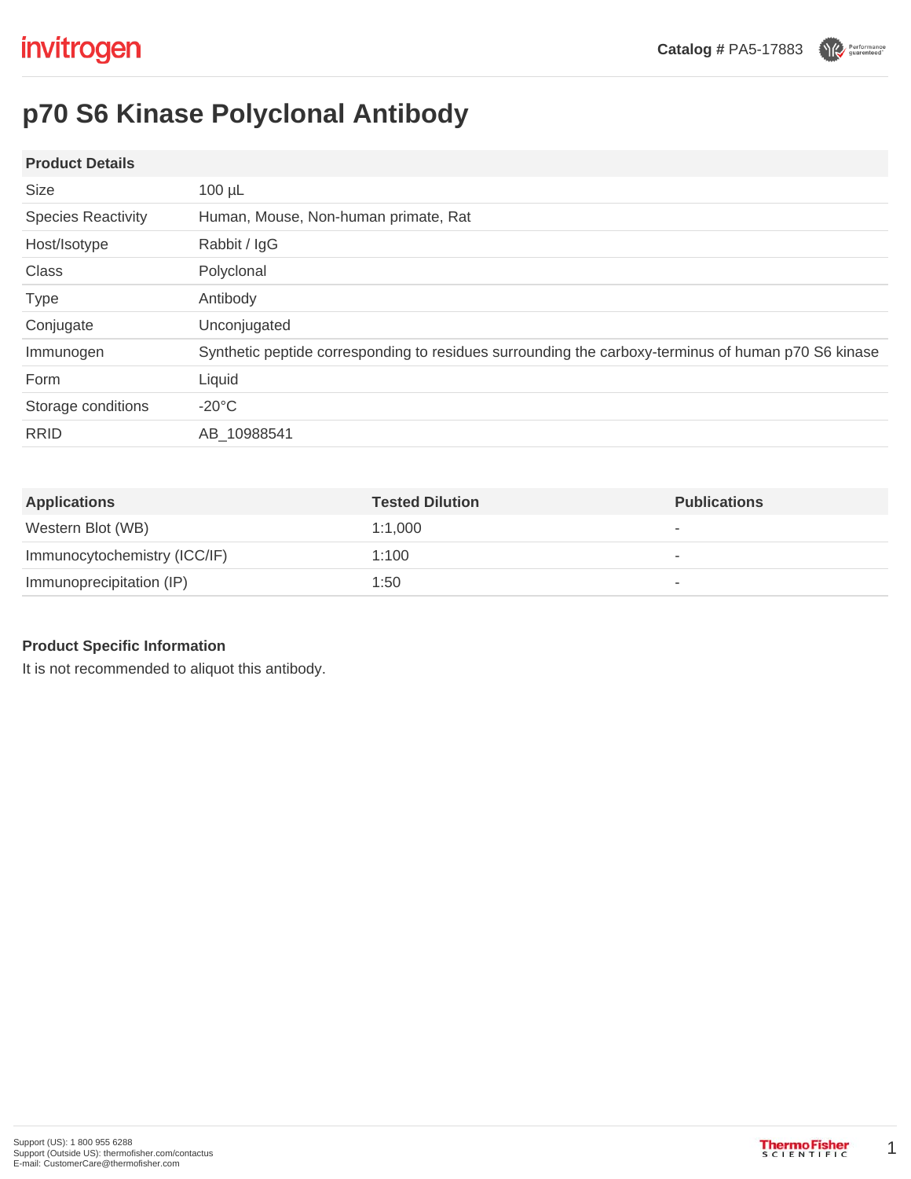invitrogen

**Catalog #** PA5-17883

# p70 S6 Kinase Polyclonal Antibody

| Product Details | |
|---|---|
| Size | 100 µL |
| Species Reactivity | Human, Mouse, Non-human primate, Rat |
| Host/Isotype | Rabbit / IgG |
| Class | Polyclonal |
| Type | Antibody |
| Conjugate | Unconjugated |
| Immunogen | Synthetic peptide corresponding to residues surrounding the carboxy-terminus of human p70 S6 kinase |
| Form | Liquid |
| Storage conditions | -20°C |
| RRID | AB_10988541 |

| Applications | Tested Dilution | Publications |
|---|---|---|
| Western Blot (WB) | 1:1,000 | - |
| Immunocytochemistry (ICC/IF) | 1:100 | - |
| Immunoprecipitation (IP) | 1:50 | - |

### Product Specific Information

It is not recommended to aliquot this antibody.

Support (US): 1 800 955 6288
Support (Outside US): thermofisher.com/contactus
E-mail: CustomerCare@thermofisher.com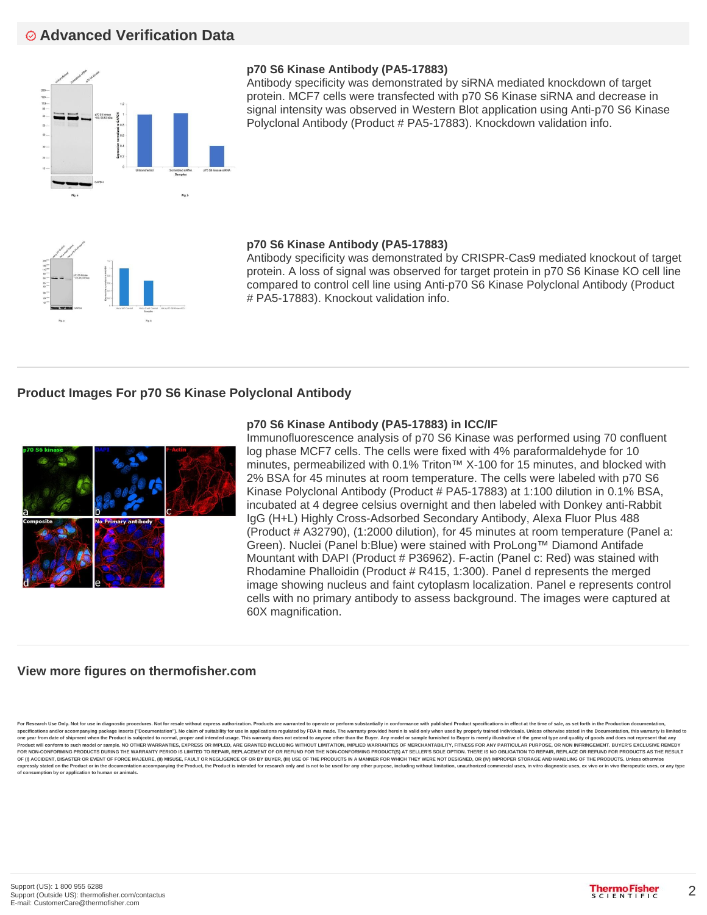## Advanced Verification Data

### p70 S6 Kinase Antibody (PA5-17883)

Antibody specificity was demonstrated by siRNA mediated knockdown of target protein. MCF7 cells were transfected with p70 S6 Kinase siRNA and decrease in signal intensity was observed in Western Blot application using Anti-p70 S6 Kinase Polyclonal Antibody (Product # PA5-17883). Knockdown validation info.

### p70 S6 Kinase Antibody (PA5-17883)

Antibody specificity was demonstrated by CRISPR-Cas9 mediated knockout of target protein. A loss of signal was observed for target protein in p70 S6 Kinase KO cell line compared to control cell line using Anti-p70 S6 Kinase Polyclonal Antibody (Product # PA5-17883). Knockout validation info.

## Product Images For p70 S6 Kinase Polyclonal Antibody

### p70 S6 Kinase Antibody (PA5-17883) in ICC/IF

Immunofluorescence analysis of p70 S6 Kinase was performed using 70 confluent log phase MCF7 cells. The cells were fixed with 4% paraformaldehyde for 10 minutes, permeabilized with 0.1% Triton™ X-100 for 15 minutes, and blocked with 2% BSA for 45 minutes at room temperature. The cells were labeled with p70 S6 Kinase Polyclonal Antibody (Product # PA5-17883) at 1:100 dilution in 0.1% BSA, incubated at 4 degree celsius overnight and then labeled with Donkey anti-Rabbit IgG (H+L) Highly Cross-Adsorbed Secondary Antibody, Alexa Fluor Plus 488 (Product # A32790), (1:2000 dilution), for 45 minutes at room temperature (Panel a: Green). Nuclei (Panel b:Blue) were stained with ProLong™ Diamond Antifade Mountant with DAPI (Product # P36962). F-actin (Panel c: Red) was stained with Rhodamine Phalloidin (Product # R415, 1:300). Panel d represents the merged image showing nucleus and faint cytoplasm localization. Panel e represents control cells with no primary antibody to assess background. The images were captured at 60X magnification.

## View more figures on thermofisher.com

For Research Use Only. Not for use in diagnostic procedures. Not for resale without express authorization. Products are warranted to operate or perform substantially in conformance with published Product specifications in effect at the time of sale, as set forth in the Production documentation, specifications and/or accompanying package inserts ("Documentation"). No claim of suitability for use in applications regulated by FDA is made. The warranty provided herein is valid only when used by properly trained individuals. Unless otherwise stated in the Documentation, this warranty is limited to one year from date of shipment when the Product is subjected to normal, proper and intended usage. This warranty does not extend to anyone other than the Buyer. Any model or sample furnished to Buyer is merely illustrative of the general type and quality of goods and does not represent that any Product will conform to such model or sample. NO OTHER WARRANTIES, EXPRESS OR IMPLED, ARE GRANTED INCLUDING WITHOUT LIMITATION, IMPLIED WARRANTIES OF MERCHANTABILITY, FITNESS FOR ANY PARTICULAR PURPOSE, OR NON INFRINGEMENT. BUYER'S EXCLUSIVE REMEDY FOR NON-CONFORMING PRODUCTS DURING THE WARRANTY PERIOD IS LIMITED TO REPAIR, REPLACEMENT OF OR REFUND FOR THE NON-CONFORMING PRODUCT(S) AT SELLER'S SOLE OPTION. THERE IS NO OBLIGATION TO REPAIR, REPLACE OR REFUND FOR PRODUCTS AS THE RESULT OF (I) ACCIDENT, DISASTER OR EVENT OF FORCE MAJEURE, (II) MISUSE, FAULT OR NEGLIGENCE OF OR BY BUYER, (III) USE OF THE PRODUCTS IN A MANNER FOR WHICH THEY WERE NOT DESIGNED, OR (IV) IMPROPER STORAGE AND HANDLING OF THE PRODUCTS. Unless otherwise expressly stated on the Product or in the documentation accompanying the Product, the Product is intended for research only and is not to be used for any other purpose, including without limitation, unauthorized commercial uses, in vitro diagnostic uses, ex vivo or in vivo therapeutic uses, or any type of consumption by or application to human or animals.

Support (US): 1 800 955 6288
Support (Outside US): thermofisher.com/contactus
E-mail: CustomerCare@thermofisher.com